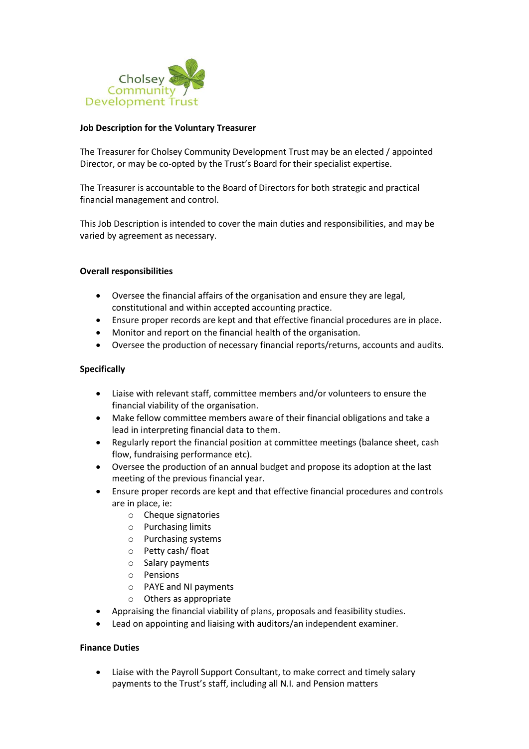Cholsey Community Development Trust

**Job Description for the Voluntary Treasurer**

The Treasurer for Cholsey Community Development Trust may be an elected / appointed Director, or may be co-opted by the Trust's Board for their specialist expertise.

The Treasurer is accountable to the Board of Directors for both strategic and practical financial management and control.

This Job Description is intended to cover the main duties and responsibilities, and may be varied by agreement as necessary.

**Overall responsibilities**

- Oversee the financial affairs of the organisation and ensure they are legal, constitutional and within accepted accounting practice.
- Ensure proper records are kept and that effective financial procedures are in place.
- Monitor and report on the financial health of the organisation.
- Oversee the production of necessary financial reports/returns, accounts and audits.

**Specifically**

- Liaise with relevant staff, committee members and/or volunteers to ensure the financial viability of the organisation.
- Make fellow committee members aware of their financial obligations and take a lead in interpreting financial data to them.
- Regularly report the financial position at committee meetings (balance sheet, cash flow, fundraising performance etc).
- Oversee the production of an annual budget and propose its adoption at the last meeting of the previous financial year.
- Ensure proper records are kept and that effective financial procedures and controls are in place, ie:
  - Cheque signatories
  - Purchasing limits
  - Purchasing systems
  - Petty cash/ float
  - Salary payments
  - Pensions
  - PAYE and NI payments
  - Others as appropriate
- Appraising the financial viability of plans, proposals and feasibility studies.
- Lead on appointing and liaising with auditors/an independent examiner.

**Finance Duties**

- Liaise with the Payroll Support Consultant, to make correct and timely salary payments to the Trust's staff, including all N.I. and Pension matters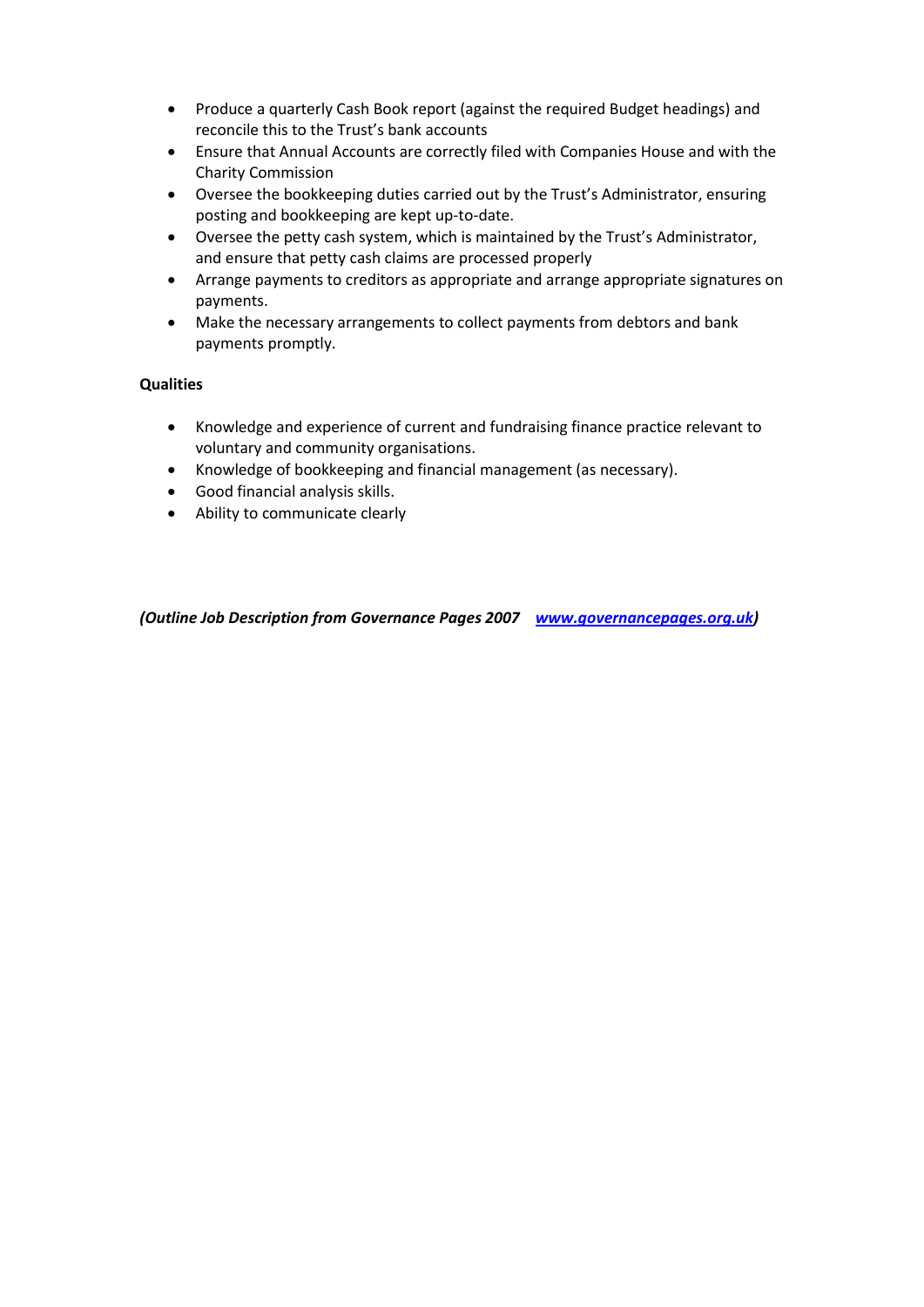- Produce a quarterly Cash Book report (against the required Budget headings) and reconcile this to the Trust's bank accounts
- Ensure that Annual Accounts are correctly filed with Companies House and with the Charity Commission
- Oversee the bookkeeping duties carried out by the Trust's Administrator, ensuring posting and bookkeeping are kept up-to-date.
- Oversee the petty cash system, which is maintained by the Trust's Administrator, and ensure that petty cash claims are processed properly
- Arrange payments to creditors as appropriate and arrange appropriate signatures on payments.
- Make the necessary arrangements to collect payments from debtors and bank payments promptly.

**Qualities**

- Knowledge and experience of current and fundraising finance practice relevant to voluntary and community organisations.
- Knowledge of bookkeeping and financial management (as necessary).
- Good financial analysis skills.
- Ability to communicate clearly

***(Outline Job Description from Governance Pages 2007 [www.governancepages.org.uk](http://www.governancepages.org.uk))***